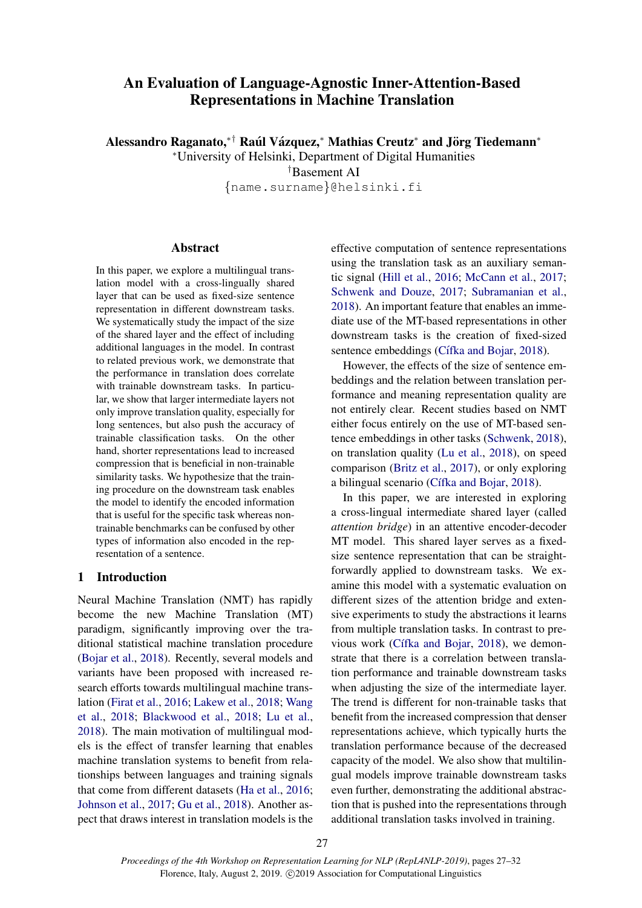# An Evaluation of Language-Agnostic Inner-Attention-Based Representations in Machine Translation

**Alessandro Raganato,**[*†] **Raúl Vázquez,**[*] **Mathias Creutz**[*] **and Jörg Tiedemann**[*]

[*]University of Helsinki, Department of Digital Humanities

[†]Basement AI

{name.surname}@helsinki.fi

## Abstract

In this paper, we explore a multilingual translation model with a cross-lingually shared layer that can be used as fixed-size sentence representation in different downstream tasks. We systematically study the impact of the size of the shared layer and the effect of including additional languages in the model. In contrast to related previous work, we demonstrate that the performance in translation does correlate with trainable downstream tasks. In particular, we show that larger intermediate layers not only improve translation quality, especially for long sentences, but also push the accuracy of trainable classification tasks. On the other hand, shorter representations lead to increased compression that is beneficial in non-trainable similarity tasks. We hypothesize that the training procedure on the downstream task enables the model to identify the encoded information that is useful for the specific task whereas non-trainable benchmarks can be confused by other types of information also encoded in the representation of a sentence.

## 1 Introduction

Neural Machine Translation (NMT) has rapidly become the new Machine Translation (MT) paradigm, significantly improving over the traditional statistical machine translation procedure (Bojar et al., 2018). Recently, several models and variants have been proposed with increased research efforts towards multilingual machine translation (Firat et al., 2016; Lakew et al., 2018; Wang et al., 2018; Blackwood et al., 2018; Lu et al., 2018). The main motivation of multilingual models is the effect of transfer learning that enables machine translation systems to benefit from relationships between languages and training signals that come from different datasets (Ha et al., 2016; Johnson et al., 2017; Gu et al., 2018). Another aspect that draws interest in translation models is the effective computation of sentence representations using the translation task as an auxiliary semantic signal (Hill et al., 2016; McCann et al., 2017; Schwenk and Douze, 2017; Subramanian et al., 2018). An important feature that enables an immediate use of the MT-based representations in other downstream tasks is the creation of fixed-sized sentence embeddings (Cífka and Bojar, 2018).

However, the effects of the size of sentence embeddings and the relation between translation performance and meaning representation quality are not entirely clear. Recent studies based on NMT either focus entirely on the use of MT-based sentence embeddings in other tasks (Schwenk, 2018), on translation quality (Lu et al., 2018), on speed comparison (Britz et al., 2017), or only exploring a bilingual scenario (Cífka and Bojar, 2018).

In this paper, we are interested in exploring a cross-lingual intermediate shared layer (called *attention bridge*) in an attentive encoder-decoder MT model. This shared layer serves as a fixed-size sentence representation that can be straightforwardly applied to downstream tasks. We examine this model with a systematic evaluation on different sizes of the attention bridge and extensive experiments to study the abstractions it learns from multiple translation tasks. In contrast to previous work (Cífka and Bojar, 2018), we demonstrate that there is a correlation between translation performance and trainable downstream tasks when adjusting the size of the intermediate layer. The trend is different for non-trainable tasks that benefit from the increased compression that denser representations achieve, which typically hurts the translation performance because of the decreased capacity of the model. We also show that multilingual models improve trainable downstream tasks even further, demonstrating the additional abstraction that is pushed into the representations through additional translation tasks involved in training.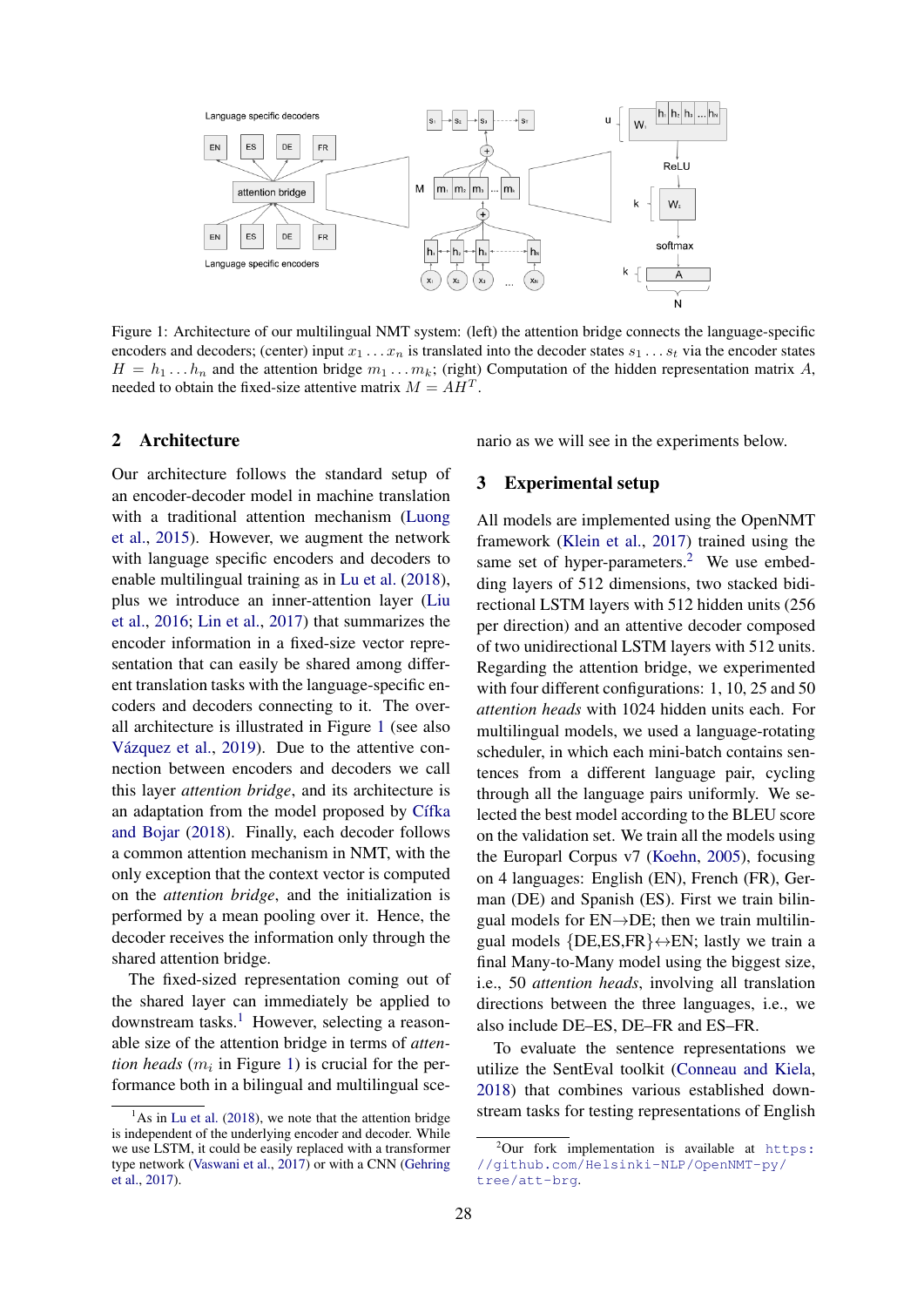Figure 1: Architecture of our multilingual NMT system: (left) the attention bridge connects the language-specific encoders and decoders; (center) input $x_1 \ldots x_n$ is translated into the decoder states $s_1 \ldots s_t$ via the encoder states $H = h_1 \ldots h_n$ and the attention bridge $m_1 \ldots m_k$; (right) Computation of the hidden representation matrix $A$, needed to obtain the fixed-size attentive matrix $M = AH^T$.

## 2 Architecture

Our architecture follows the standard setup of an encoder-decoder model in machine translation with a traditional attention mechanism (Luong et al., 2015). However, we augment the network with language specific encoders and decoders to enable multilingual training as in Lu et al. (2018), plus we introduce an inner-attention layer (Liu et al., 2016; Lin et al., 2017) that summarizes the encoder information in a fixed-size vector representation that can easily be shared among different translation tasks with the language-specific encoders and decoders connecting to it. The overall architecture is illustrated in Figure 1 (see also Vázquez et al., 2019). Due to the attentive connection between encoders and decoders we call this layer *attention bridge*, and its architecture is an adaptation from the model proposed by Cífka and Bojar (2018). Finally, each decoder follows a common attention mechanism in NMT, with the only exception that the context vector is computed on the *attention bridge*, and the initialization is performed by a mean pooling over it. Hence, the decoder receives the information only through the shared attention bridge.

The fixed-sized representation coming out of the shared layer can immediately be applied to downstream tasks.[1] However, selecting a reasonable size of the attention bridge in terms of *attention heads* ($m_i$ in Figure 1) is crucial for the performance both in a bilingual and multilingual scenario as we will see in the experiments below.

## 3 Experimental setup

All models are implemented using the OpenNMT framework (Klein et al., 2017) trained using the same set of hyper-parameters.[2] We use embedding layers of 512 dimensions, two stacked bidirectional LSTM layers with 512 hidden units (256 per direction) and an attentive decoder composed of two unidirectional LSTM layers with 512 units. Regarding the attention bridge, we experimented with four different configurations: 1, 10, 25 and 50 *attention heads* with 1024 hidden units each. For multilingual models, we used a language-rotating scheduler, in which each mini-batch contains sentences from a different language pair, cycling through all the language pairs uniformly. We selected the best model according to the BLEU score on the validation set. We train all the models using the Europarl Corpus v7 (Koehn, 2005), focusing on 4 languages: English (EN), French (FR), German (DE) and Spanish (ES). First we train bilingual models for EN→DE; then we train multilingual models {DE,ES,FR}↔EN; lastly we train a final Many-to-Many model using the biggest size, i.e., 50 *attention heads*, involving all translation directions between the three languages, i.e., we also include DE–ES, DE–FR and ES–FR.

To evaluate the sentence representations we utilize the SentEval toolkit (Conneau and Kiela, 2018) that combines various established downstream tasks for testing representations of English

[1] As in Lu et al. (2018), we note that the attention bridge is independent of the underlying encoder and decoder. While we use LSTM, it could be easily replaced with a transformer type network (Vaswani et al., 2017) or with a CNN (Gehring et al., 2017).

[2] Our fork implementation is available at https://github.com/Helsinki-NLP/OpenNMT-py/tree/att-brg.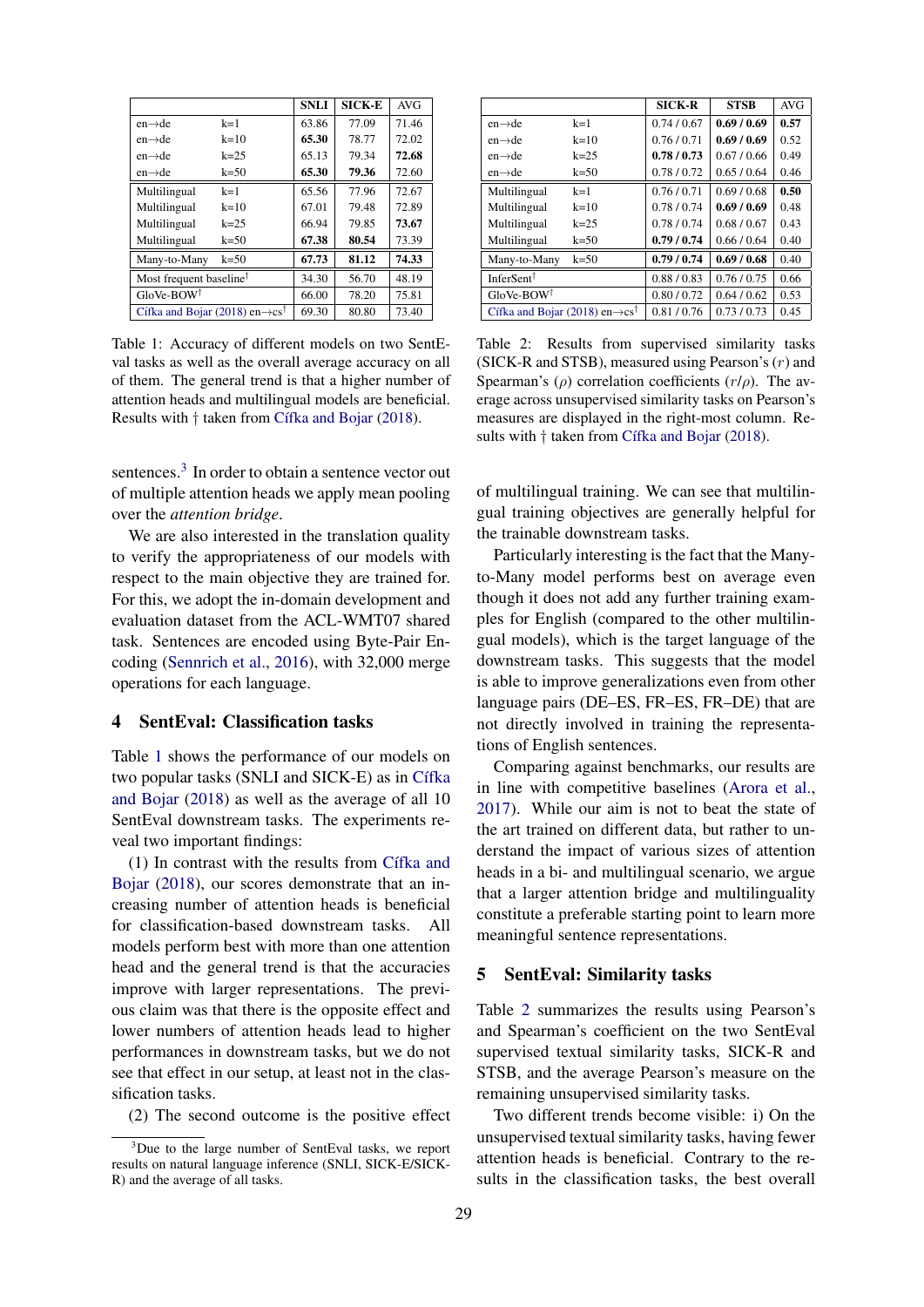|  |  | SNLI | SICK-E | AVG |
|---|---|---|---|---|
| en→de | k=1 | 63.86 | 77.09 | 71.46 |
| en→de | k=10 | **65.30** | 78.77 | 72.02 |
| en→de | k=25 | 65.13 | 79.34 | **72.68** |
| en→de | k=50 | **65.30** | **79.36** | 72.60 |
| Multilingual | k=1 | 65.56 | 77.96 | 72.67 |
| Multilingual | k=10 | 67.01 | 79.48 | 72.89 |
| Multilingual | k=25 | 66.94 | 79.85 | **73.67** |
| Multilingual | k=50 | **67.38** | **80.54** | 73.39 |
| Many-to-Many | k=50 | **67.73** | **81.12** | **74.33** |
| Most frequent baseline† |  | 34.30 | 56.70 | 48.19 |
| GloVe-BOW† |  | 66.00 | 78.20 | 75.81 |
| Cífka and Bojar (2018) en→cs† |  | 69.30 | 80.80 | 73.40 |

Table 1: Accuracy of different models on two SentEval tasks as well as the overall average accuracy on all of them. The general trend is that a higher number of attention heads and multilingual models are beneficial. Results with † taken from Cífka and Bojar (2018).

sentences.[3] In order to obtain a sentence vector out of multiple attention heads we apply mean pooling over the *attention bridge*.

We are also interested in the translation quality to verify the appropriateness of our models with respect to the main objective they are trained for. For this, we adopt the in-domain development and evaluation dataset from the ACL-WMT07 shared task. Sentences are encoded using Byte-Pair Encoding (Sennrich et al., 2016), with 32,000 merge operations for each language.

## 4 SentEval: Classification tasks

Table 1 shows the performance of our models on two popular tasks (SNLI and SICK-E) as in Cífka and Bojar (2018) as well as the average of all 10 SentEval downstream tasks. The experiments reveal two important findings:

(1) In contrast with the results from Cífka and Bojar (2018), our scores demonstrate that an increasing number of attention heads is beneficial for classification-based downstream tasks. All models perform best with more than one attention head and the general trend is that the accuracies improve with larger representations. The previous claim was that there is the opposite effect and lower numbers of attention heads lead to higher performances in downstream tasks, but we do not see that effect in our setup, at least not in the classification tasks.

(2) The second outcome is the positive effect of multilingual training. We can see that multilingual training objectives are generally helpful for the trainable downstream tasks.

Particularly interesting is the fact that the Many-to-Many model performs best on average even though it does not add any further training examples for English (compared to the other multilingual models), which is the target language of the downstream tasks. This suggests that the model is able to improve generalizations even from other language pairs (DE–ES, FR–ES, FR–DE) that are not directly involved in training the representations of English sentences.

Comparing against benchmarks, our results are in line with competitive baselines (Arora et al., 2017). While our aim is not to beat the state of the art trained on different data, but rather to understand the impact of various sizes of attention heads in a bi- and multilingual scenario, we argue that a larger attention bridge and multilinguality constitute a preferable starting point to learn more meaningful sentence representations.

[3] Due to the large number of SentEval tasks, we report results on natural language inference (SNLI, SICK-E/SICK-R) and the average of all tasks.

|  |  | SICK-R | STSB | AVG |
|---|---|---|---|---|
| en→de | k=1 | 0.74 / 0.67 | **0.69 / 0.69** | **0.57** |
| en→de | k=10 | 0.76 / 0.71 | **0.69 / 0.69** | 0.52 |
| en→de | k=25 | **0.78 / 0.73** | 0.67 / 0.66 | 0.49 |
| en→de | k=50 | 0.78 / 0.72 | 0.65 / 0.64 | 0.46 |
| Multilingual | k=1 | 0.76 / 0.71 | 0.69 / 0.68 | **0.50** |
| Multilingual | k=10 | 0.78 / 0.74 | **0.69 / 0.69** | 0.48 |
| Multilingual | k=25 | 0.78 / 0.74 | 0.68 / 0.67 | 0.43 |
| Multilingual | k=50 | **0.79 / 0.74** | 0.66 / 0.64 | 0.40 |
| Many-to-Many | k=50 | **0.79 / 0.74** | **0.69 / 0.68** | 0.40 |
| InferSent† |  | 0.88 / 0.83 | 0.76 / 0.75 | 0.66 |
| GloVe-BOW† |  | 0.80 / 0.72 | 0.64 / 0.62 | 0.53 |
| Cífka and Bojar (2018) en→cs† |  | 0.81 / 0.76 | 0.73 / 0.73 | 0.45 |

Table 2: Results from supervised similarity tasks (SICK-R and STSB), measured using Pearson's ($r$) and Spearman's ($\rho$) correlation coefficients ($r/\rho$). The average across unsupervised similarity tasks on Pearson's measures are displayed in the right-most column. Results with † taken from Cífka and Bojar (2018).

## 5 SentEval: Similarity tasks

Table 2 summarizes the results using Pearson's and Spearman's coefficient on the two SentEval supervised textual similarity tasks, SICK-R and STSB, and the average Pearson's measure on the remaining unsupervised similarity tasks.

Two different trends become visible: i) On the unsupervised textual similarity tasks, having fewer attention heads is beneficial. Contrary to the results in the classification tasks, the best overall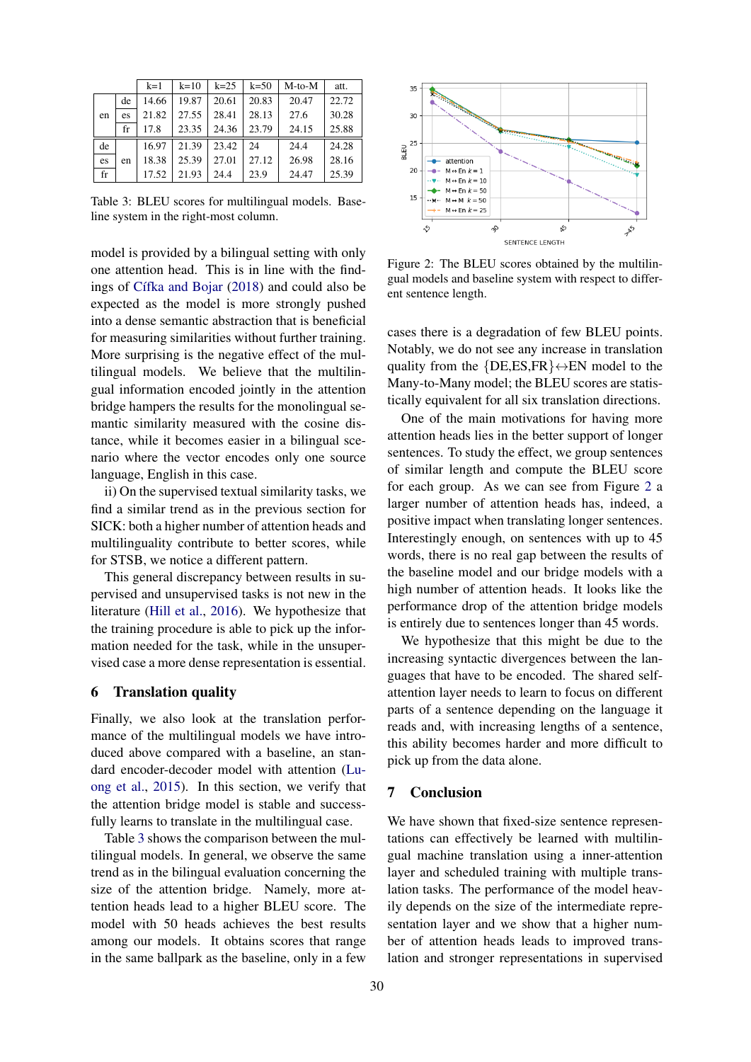| | | k=1 | k=10 | k=25 | k=50 | M-to-M | att. |
|---|---|---|---|---|---|---|---|
| en | de | 14.66 | 19.87 | 20.61 | 20.83 | 20.47 | 22.72 |
| | es | 21.82 | 27.55 | 28.41 | 28.13 | 27.6 | 30.28 |
| | fr | 17.8 | 23.35 | 24.36 | 23.79 | 24.15 | 25.88 |
| de | en | 16.97 | 21.39 | 23.42 | 24 | 24.4 | 24.28 |
| es | | 18.38 | 25.39 | 27.01 | 27.12 | 26.98 | 28.16 |
| fr | | 17.52 | 21.93 | 24.4 | 23.9 | 24.47 | 25.39 |

Table 3: BLEU scores for multilingual models. Baseline system in the right-most column.

Figure 2: The BLEU scores obtained by the multilingual models and baseline system with respect to different sentence length.

model is provided by a bilingual setting with only one attention head. This is in line with the findings of Cífka and Bojar (2018) and could also be expected as the model is more strongly pushed into a dense semantic abstraction that is beneficial for measuring similarities without further training. More surprising is the negative effect of the multilingual models. We believe that the multilingual information encoded jointly in the attention bridge hampers the results for the monolingual semantic similarity measured with the cosine distance, while it becomes easier in a bilingual scenario where the vector encodes only one source language, English in this case.

ii) On the supervised textual similarity tasks, we find a similar trend as in the previous section for SICK: both a higher number of attention heads and multilinguality contribute to better scores, while for STSB, we notice a different pattern.

This general discrepancy between results in supervised and unsupervised tasks is not new in the literature (Hill et al., 2016). We hypothesize that the training procedure is able to pick up the information needed for the task, while in the unsupervised case a more dense representation is essential.

## 6 Translation quality

Finally, we also look at the translation performance of the multilingual models we have introduced above compared with a baseline, an standard encoder-decoder model with attention (Luong et al., 2015). In this section, we verify that the attention bridge model is stable and successfully learns to translate in the multilingual case.

Table 3 shows the comparison between the multilingual models. In general, we observe the same trend as in the bilingual evaluation concerning the size of the attention bridge. Namely, more attention heads lead to a higher BLEU score. The model with 50 heads achieves the best results among our models. It obtains scores that range in the same ballpark as the baseline, only in a few cases there is a degradation of few BLEU points. Notably, we do not see any increase in translation quality from the {DE,ES,FR}↔EN model to the Many-to-Many model; the BLEU scores are statistically equivalent for all six translation directions.

One of the main motivations for having more attention heads lies in the better support of longer sentences. To study the effect, we group sentences of similar length and compute the BLEU score for each group. As we can see from Figure 2 a larger number of attention heads has, indeed, a positive impact when translating longer sentences. Interestingly enough, on sentences with up to 45 words, there is no real gap between the results of the baseline model and our bridge models with a high number of attention heads. It looks like the performance drop of the attention bridge models is entirely due to sentences longer than 45 words.

We hypothesize that this might be due to the increasing syntactic divergences between the languages that have to be encoded. The shared self-attention layer needs to learn to focus on different parts of a sentence depending on the language it reads and, with increasing lengths of a sentence, this ability becomes harder and more difficult to pick up from the data alone.

## 7 Conclusion

We have shown that fixed-size sentence representations can effectively be learned with multilingual machine translation using a inner-attention layer and scheduled training with multiple translation tasks. The performance of the model heavily depends on the size of the intermediate representation layer and we show that a higher number of attention heads leads to improved translation and stronger representations in supervised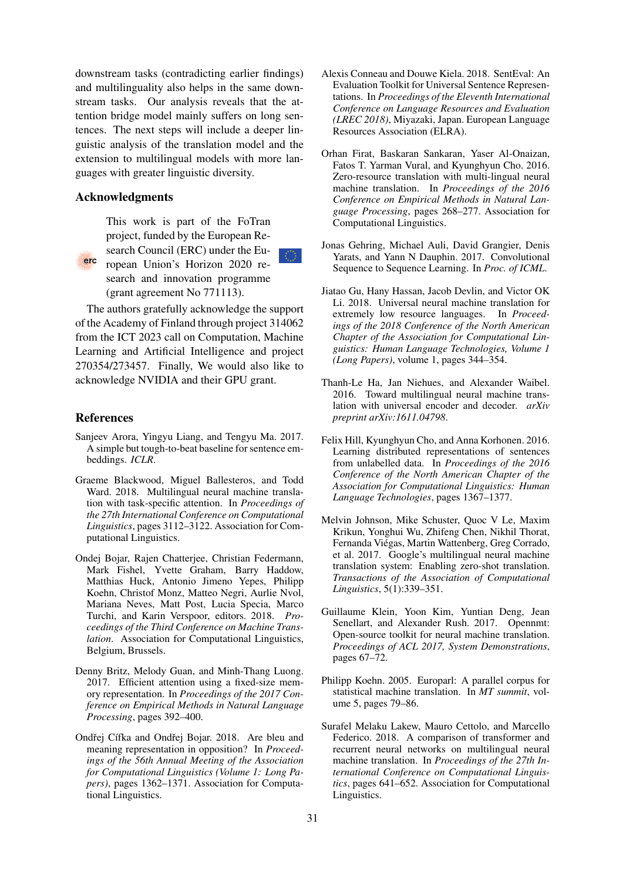downstream tasks (contradicting earlier findings) and multilinguality also helps in the same downstream tasks. Our analysis reveals that the attention bridge model mainly suffers on long sentences. The next steps will include a deeper linguistic analysis of the translation model and the extension to multilingual models with more languages with greater linguistic diversity.

## Acknowledgments

This work is part of the FoTran project, funded by the European Research Council (ERC) under the European Union's Horizon 2020 research and innovation programme (grant agreement No 771113).

The authors gratefully acknowledge the support of the Academy of Finland through project 314062 from the ICT 2023 call on Computation, Machine Learning and Artificial Intelligence and project 270354/273457. Finally, We would also like to acknowledge NVIDIA and their GPU grant.

## References

Sanjeev Arora, Yingyu Liang, and Tengyu Ma. 2017. A simple but tough-to-beat baseline for sentence embeddings. *ICLR*.

Graeme Blackwood, Miguel Ballesteros, and Todd Ward. 2018. Multilingual neural machine translation with task-specific attention. In *Proceedings of the 27th International Conference on Computational Linguistics*, pages 3112–3122. Association for Computational Linguistics.

Ondej Bojar, Rajen Chatterjee, Christian Federmann, Mark Fishel, Yvette Graham, Barry Haddow, Matthias Huck, Antonio Jimeno Yepes, Philipp Koehn, Christof Monz, Matteo Negri, Aurlie Nvol, Mariana Neves, Matt Post, Lucia Specia, Marco Turchi, and Karin Verspoor, editors. 2018. *Proceedings of the Third Conference on Machine Translation*. Association for Computational Linguistics, Belgium, Brussels.

Denny Britz, Melody Guan, and Minh-Thang Luong. 2017. Efficient attention using a fixed-size memory representation. In *Proceedings of the 2017 Conference on Empirical Methods in Natural Language Processing*, pages 392–400.

Ondřej Cífka and Ondřej Bojar. 2018. Are bleu and meaning representation in opposition? In *Proceedings of the 56th Annual Meeting of the Association for Computational Linguistics (Volume 1: Long Papers)*, pages 1362–1371. Association for Computational Linguistics.

Alexis Conneau and Douwe Kiela. 2018. SentEval: An Evaluation Toolkit for Universal Sentence Representations. In *Proceedings of the Eleventh International Conference on Language Resources and Evaluation (LREC 2018)*, Miyazaki, Japan. European Language Resources Association (ELRA).

Orhan Firat, Baskaran Sankaran, Yaser Al-Onaizan, Fatos T. Yarman Vural, and Kyunghyun Cho. 2016. Zero-resource translation with multi-lingual neural machine translation. In *Proceedings of the 2016 Conference on Empirical Methods in Natural Language Processing*, pages 268–277. Association for Computational Linguistics.

Jonas Gehring, Michael Auli, David Grangier, Denis Yarats, and Yann N Dauphin. 2017. Convolutional Sequence to Sequence Learning. In *Proc. of ICML*.

Jiatao Gu, Hany Hassan, Jacob Devlin, and Victor OK Li. 2018. Universal neural machine translation for extremely low resource languages. In *Proceedings of the 2018 Conference of the North American Chapter of the Association for Computational Linguistics: Human Language Technologies, Volume 1 (Long Papers)*, volume 1, pages 344–354.

Thanh-Le Ha, Jan Niehues, and Alexander Waibel. 2016. Toward multilingual neural machine translation with universal encoder and decoder. *arXiv preprint arXiv:1611.04798*.

Felix Hill, Kyunghyun Cho, and Anna Korhonen. 2016. Learning distributed representations of sentences from unlabelled data. In *Proceedings of the 2016 Conference of the North American Chapter of the Association for Computational Linguistics: Human Language Technologies*, pages 1367–1377.

Melvin Johnson, Mike Schuster, Quoc V Le, Maxim Krikun, Yonghui Wu, Zhifeng Chen, Nikhil Thorat, Fernanda Viégas, Martin Wattenberg, Greg Corrado, et al. 2017. Google's multilingual neural machine translation system: Enabling zero-shot translation. *Transactions of the Association of Computational Linguistics*, 5(1):339–351.

Guillaume Klein, Yoon Kim, Yuntian Deng, Jean Senellart, and Alexander Rush. 2017. Opennmt: Open-source toolkit for neural machine translation. *Proceedings of ACL 2017, System Demonstrations*, pages 67–72.

Philipp Koehn. 2005. Europarl: A parallel corpus for statistical machine translation. In *MT summit*, volume 5, pages 79–86.

Surafel Melaku Lakew, Mauro Cettolo, and Marcello Federico. 2018. A comparison of transformer and recurrent neural networks on multilingual neural machine translation. In *Proceedings of the 27th International Conference on Computational Linguistics*, pages 641–652. Association for Computational Linguistics.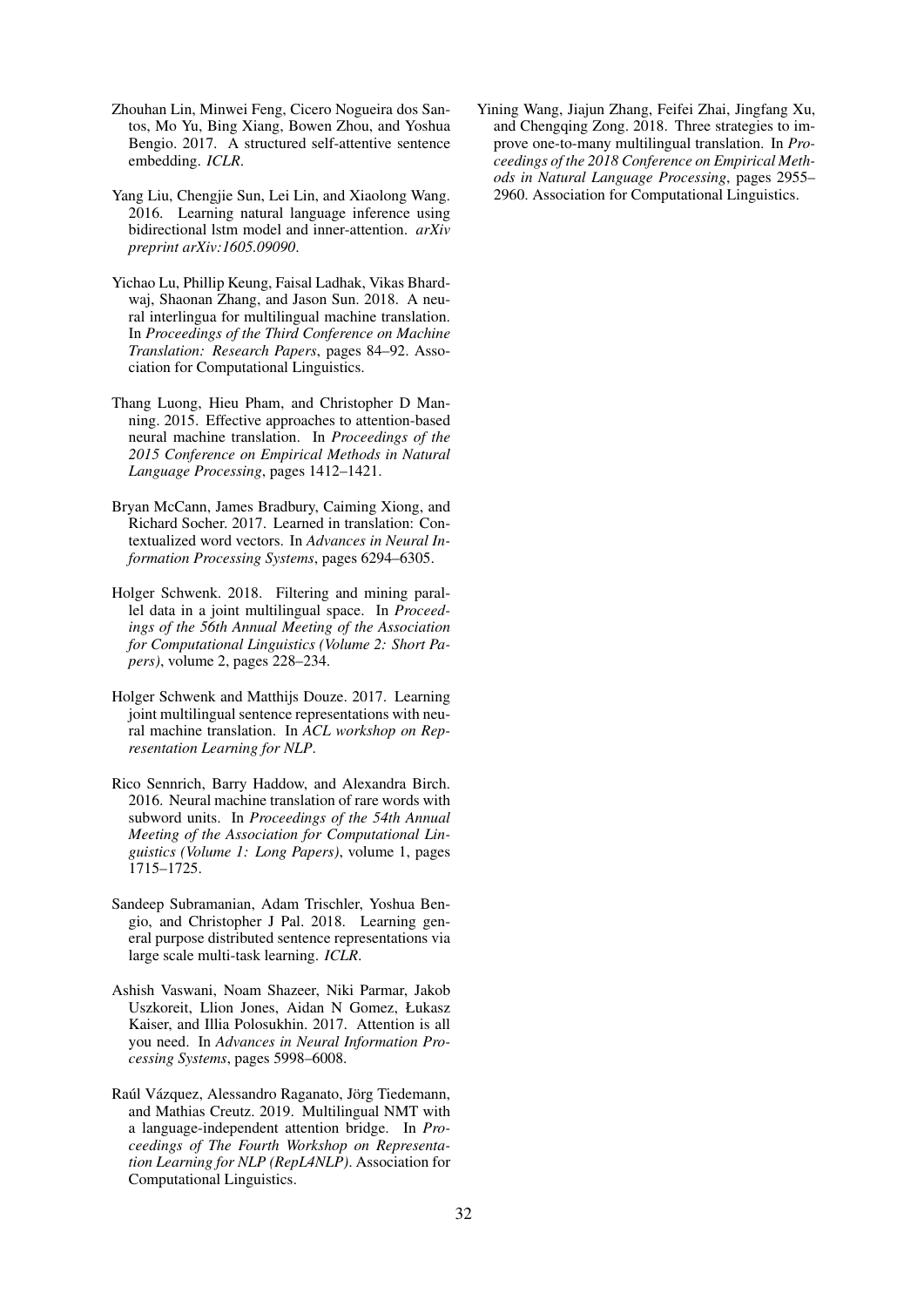Zhouhan Lin, Minwei Feng, Cicero Nogueira dos Santos, Mo Yu, Bing Xiang, Bowen Zhou, and Yoshua Bengio. 2017. A structured self-attentive sentence embedding. *ICLR*.

Yang Liu, Chengjie Sun, Lei Lin, and Xiaolong Wang. 2016. Learning natural language inference using bidirectional lstm model and inner-attention. *arXiv preprint arXiv:1605.09090*.

Yichao Lu, Phillip Keung, Faisal Ladhak, Vikas Bhardwaj, Shaonan Zhang, and Jason Sun. 2018. A neural interlingua for multilingual machine translation. In *Proceedings of the Third Conference on Machine Translation: Research Papers*, pages 84–92. Association for Computational Linguistics.

Thang Luong, Hieu Pham, and Christopher D Manning. 2015. Effective approaches to attention-based neural machine translation. In *Proceedings of the 2015 Conference on Empirical Methods in Natural Language Processing*, pages 1412–1421.

Bryan McCann, James Bradbury, Caiming Xiong, and Richard Socher. 2017. Learned in translation: Contextualized word vectors. In *Advances in Neural Information Processing Systems*, pages 6294–6305.

Holger Schwenk. 2018. Filtering and mining parallel data in a joint multilingual space. In *Proceedings of the 56th Annual Meeting of the Association for Computational Linguistics (Volume 2: Short Papers)*, volume 2, pages 228–234.

Holger Schwenk and Matthijs Douze. 2017. Learning joint multilingual sentence representations with neural machine translation. In *ACL workshop on Representation Learning for NLP*.

Rico Sennrich, Barry Haddow, and Alexandra Birch. 2016. Neural machine translation of rare words with subword units. In *Proceedings of the 54th Annual Meeting of the Association for Computational Linguistics (Volume 1: Long Papers)*, volume 1, pages 1715–1725.

Sandeep Subramanian, Adam Trischler, Yoshua Bengio, and Christopher J Pal. 2018. Learning general purpose distributed sentence representations via large scale multi-task learning. *ICLR*.

Ashish Vaswani, Noam Shazeer, Niki Parmar, Jakob Uszkoreit, Llion Jones, Aidan N Gomez, Łukasz Kaiser, and Illia Polosukhin. 2017. Attention is all you need. In *Advances in Neural Information Processing Systems*, pages 5998–6008.

Raúl Vázquez, Alessandro Raganato, Jörg Tiedemann, and Mathias Creutz. 2019. Multilingual NMT with a language-independent attention bridge. In *Proceedings of The Fourth Workshop on Representation Learning for NLP (RepL4NLP)*. Association for Computational Linguistics.

Yining Wang, Jiajun Zhang, Feifei Zhai, Jingfang Xu, and Chengqing Zong. 2018. Three strategies to improve one-to-many multilingual translation. In *Proceedings of the 2018 Conference on Empirical Methods in Natural Language Processing*, pages 2955–2960. Association for Computational Linguistics.